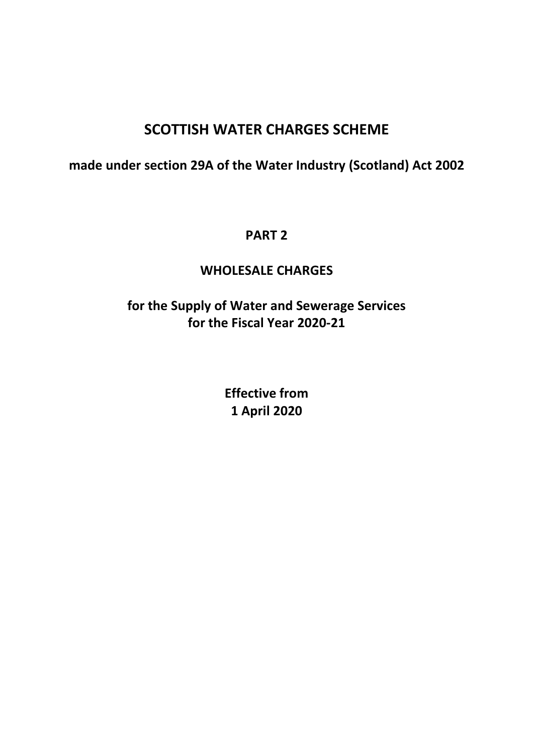# SCOTTISH WATER CHARGES SCHEME

**made under section 29A of the Water Industry (Scotland) Act 2002**

## PART 2

## WHOLESALE CHARGES

**for the Supply of Water and Sewerage Services for the Fiscal Year 2020-21**

**Effective from 1 April 2020**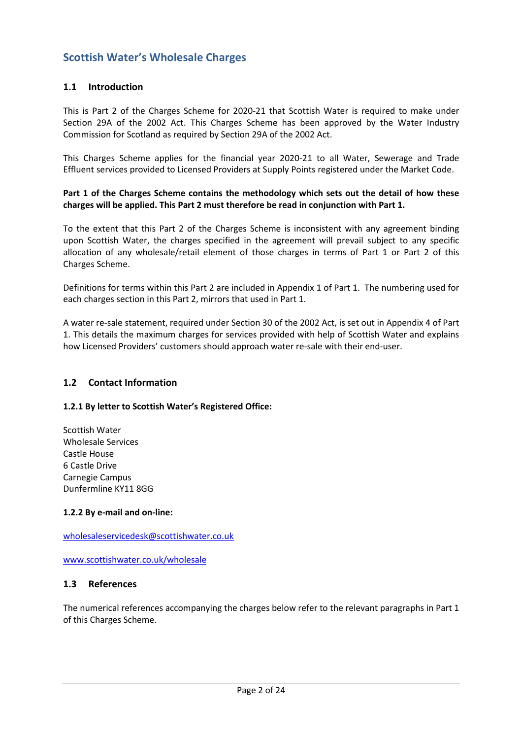# Scottish Water's Wholesale Charges

## 1.1 Introduction

This is Part 2 of the Charges Scheme for 2020-21 that Scottish Water is required to make under Section 29A of the 2002 Act. This Charges Scheme has been approved by the Water Industry Commission for Scotland as required by Section 29A of the 2002 Act.

This Charges Scheme applies for the financial year 2020-21 to all Water, Sewerage and Trade Effluent services provided to Licensed Providers at Supply Points registered under the Market Code.

**Part 1 of the Charges Scheme contains the methodology which sets out the detail of how these charges will be applied. This Part 2 must therefore be read in conjunction with Part 1.**

To the extent that this Part 2 of the Charges Scheme is inconsistent with any agreement binding upon Scottish Water, the charges specified in the agreement will prevail subject to any specific allocation of any wholesale/retail element of those charges in terms of Part 1 or Part 2 of this Charges Scheme.

Definitions for terms within this Part 2 are included in Appendix 1 of Part 1. The numbering used for each charges section in this Part 2, mirrors that used in Part 1.

A water re-sale statement, required under Section 30 of the 2002 Act, is set out in Appendix 4 of Part 1. This details the maximum charges for services provided with help of Scottish Water and explains how Licensed Providers' customers should approach water re-sale with their end-user.

## 1.2 Contact Information

### 1.2.1 By letter to Scottish Water's Registered Office:

Scottish Water
Wholesale Services
Castle House
6 Castle Drive
Carnegie Campus
Dunfermline KY11 8GG

### 1.2.2 By e-mail and on-line:

wholesaleservicedesk@scottishwater.co.uk

www.scottishwater.co.uk/wholesale

## 1.3 References

The numerical references accompanying the charges below refer to the relevant paragraphs in Part 1 of this Charges Scheme.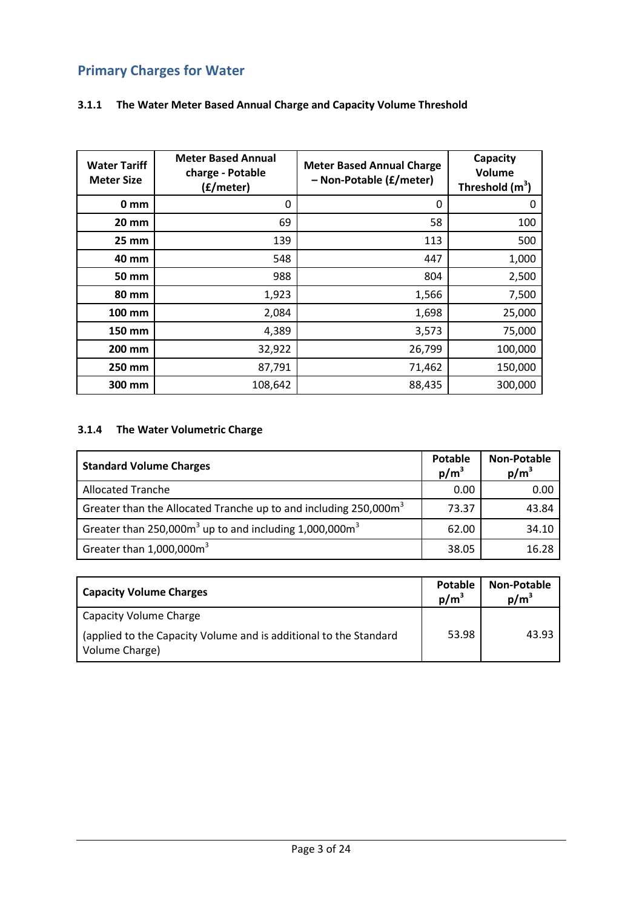## Primary Charges for Water

### 3.1.1 The Water Meter Based Annual Charge and Capacity Volume Threshold

| Water Tariff Meter Size | Meter Based Annual charge - Potable (£/meter) | Meter Based Annual Charge – Non-Potable (£/meter) | Capacity Volume Threshold ($m^3$) |
|---|---|---|---|
| 0 mm | 0 | 0 | 0 |
| 20 mm | 69 | 58 | 100 |
| 25 mm | 139 | 113 | 500 |
| 40 mm | 548 | 447 | 1,000 |
| 50 mm | 988 | 804 | 2,500 |
| 80 mm | 1,923 | 1,566 | 7,500 |
| 100 mm | 2,084 | 1,698 | 25,000 |
| 150 mm | 4,389 | 3,573 | 75,000 |
| 200 mm | 32,922 | 26,799 | 100,000 |
| 250 mm | 87,791 | 71,462 | 150,000 |
| 300 mm | 108,642 | 88,435 | 300,000 |

### 3.1.4 The Water Volumetric Charge

| Standard Volume Charges | Potable $p/m^3$ | Non-Potable $p/m^3$ |
|---|---|---|
| Allocated Tranche | 0.00 | 0.00 |
| Greater than the Allocated Tranche up to and including 250,000$m^3$ | 73.37 | 43.84 |
| Greater than 250,000$m^3$ up to and including 1,000,000$m^3$ | 62.00 | 34.10 |
| Greater than 1,000,000$m^3$ | 38.05 | 16.28 |

| Capacity Volume Charges | Potable $p/m^3$ | Non-Potable $p/m^3$ |
|---|---|---|
| Capacity Volume Charge<br>(applied to the Capacity Volume and is additional to the Standard Volume Charge) | 53.98 | 43.93 |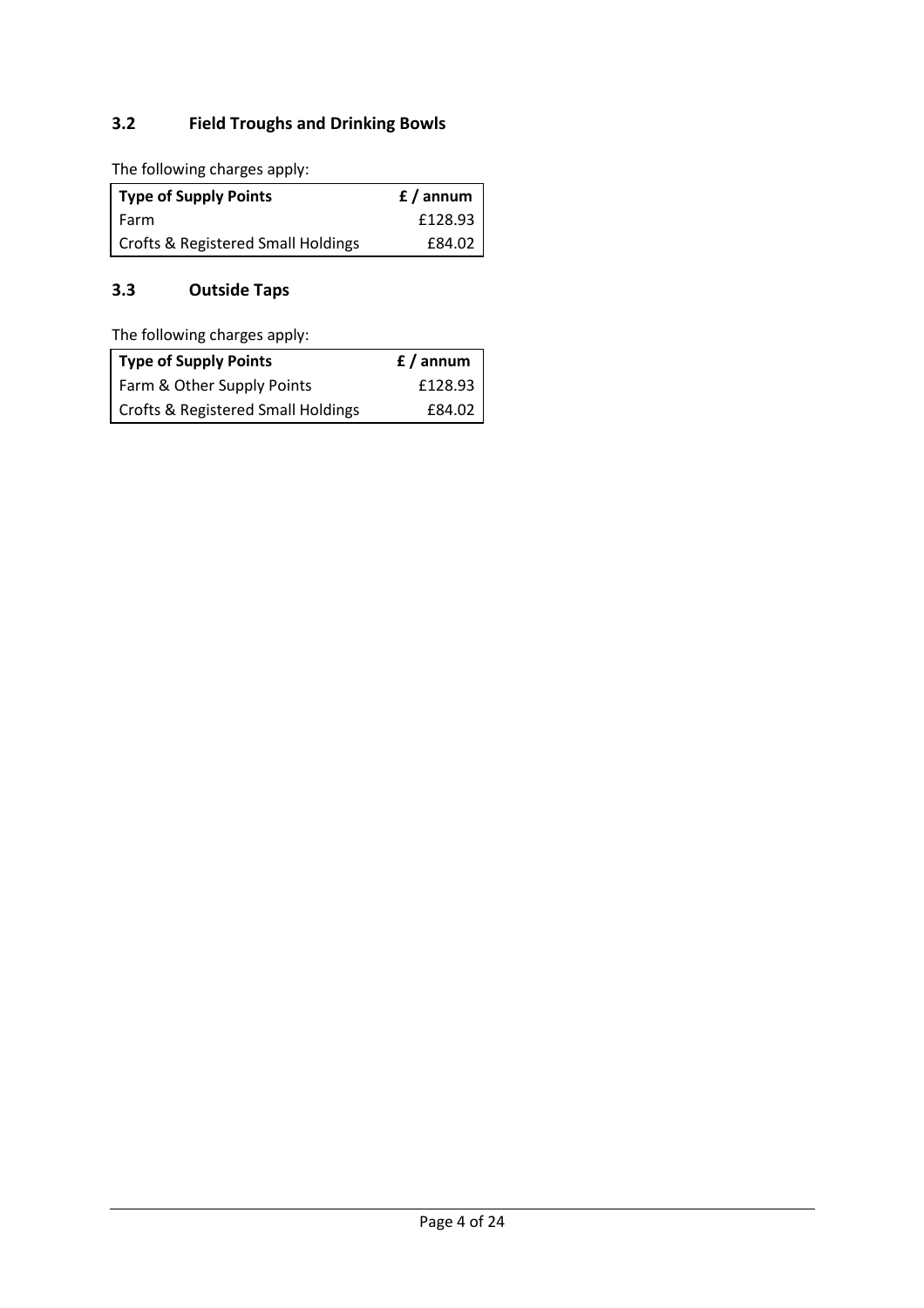### 3.2 Field Troughs and Drinking Bowls

The following charges apply:

| Type of Supply Points | £ / annum |
| --- | --- |
| Farm | £128.93 |
| Crofts & Registered Small Holdings | £84.02 |

### 3.3 Outside Taps

The following charges apply:

| Type of Supply Points | £ / annum |
| --- | --- |
| Farm & Other Supply Points | £128.93 |
| Crofts & Registered Small Holdings | £84.02 |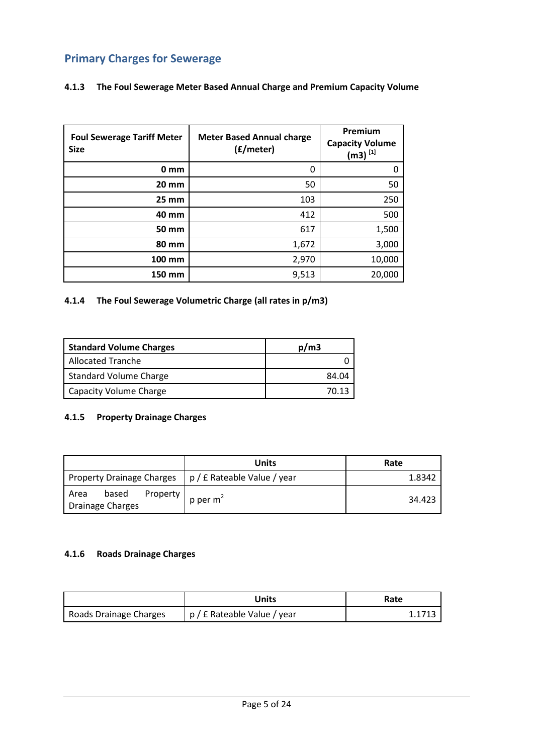## Primary Charges for Sewerage

### 4.1.3 The Foul Sewerage Meter Based Annual Charge and Premium Capacity Volume

| Foul Sewerage Tariff Meter Size | Meter Based Annual charge (£/meter) | Premium Capacity Volume (m3) [1] |
|---|---|---|
| 0 mm | 0 | 0 |
| 20 mm | 50 | 50 |
| 25 mm | 103 | 250 |
| 40 mm | 412 | 500 |
| 50 mm | 617 | 1,500 |
| 80 mm | 1,672 | 3,000 |
| 100 mm | 2,970 | 10,000 |
| 150 mm | 9,513 | 20,000 |

### 4.1.4 The Foul Sewerage Volumetric Charge (all rates in p/m3)

| Standard Volume Charges | p/m3 |
|---|---|
| Allocated Tranche | 0 |
| Standard Volume Charge | 84.04 |
| Capacity Volume Charge | 70.13 |

### 4.1.5 Property Drainage Charges

| | Units | Rate |
|---|---|---|
| Property Drainage Charges | p / £ Rateable Value / year | 1.8342 |
| Area based Property Drainage Charges | p per $m^2$ | 34.423 |

### 4.1.6 Roads Drainage Charges

| | Units | Rate |
|---|---|---|
| Roads Drainage Charges | p / £ Rateable Value / year | 1.1713 |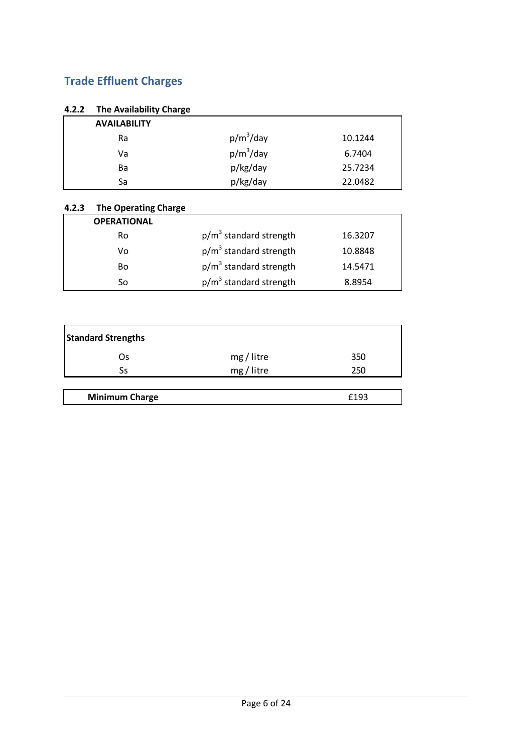## Trade Effluent Charges

### 4.2.2 The Availability Charge

| AVAILABILITY | | |
|---|---|---|
| Ra | p/m$^3$/day | 10.1244 |
| Va | p/m$^3$/day | 6.7404 |
| Ba | p/kg/day | 25.7234 |
| Sa | p/kg/day | 22.0482 |

### 4.2.3 The Operating Charge

| OPERATIONAL | | |
|---|---|---|
| Ro | p/m$^3$ standard strength | 16.3207 |
| Vo | p/m$^3$ standard strength | 10.8848 |
| Bo | p/m$^3$ standard strength | 14.5471 |
| So | p/m$^3$ standard strength | 8.8954 |

| Standard Strengths | | |
|---|---|---|
| Os | mg / litre | 350 |
| Ss | mg / litre | 250 |

| Minimum Charge | £193 |
|---|---|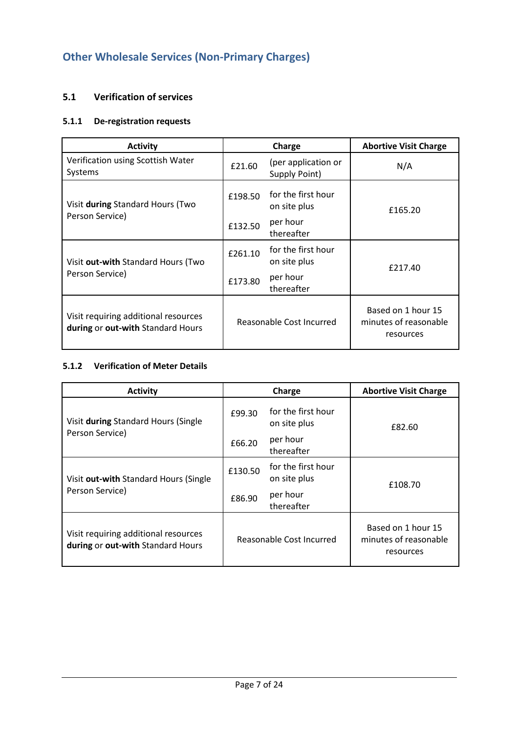## Other Wholesale Services (Non-Primary Charges)

### 5.1 Verification of services

#### 5.1.1 De-registration requests

| Activity | Charge | | Abortive Visit Charge |
|---|---|---|---|
| Verification using Scottish Water Systems | £21.60 | (per application or Supply Point) | N/A |
| Visit **during** Standard Hours (Two Person Service) | £198.50<br>£132.50 | for the first hour on site plus<br>per hour thereafter | £165.20 |
| Visit **out-with** Standard Hours (Two Person Service) | £261.10<br>£173.80 | for the first hour on site plus<br>per hour thereafter | £217.40 |
| Visit requiring additional resources **during** or **out-with** Standard Hours | Reasonable Cost Incurred | | Based on 1 hour 15 minutes of reasonable resources |

#### 5.1.2 Verification of Meter Details

| Activity | Charge | | Abortive Visit Charge |
|---|---|---|---|
| Visit **during** Standard Hours (Single Person Service) | £99.30<br>£66.20 | for the first hour on site plus<br>per hour thereafter | £82.60 |
| Visit **out-with** Standard Hours (Single Person Service) | £130.50<br>£86.90 | for the first hour on site plus<br>per hour thereafter | £108.70 |
| Visit requiring additional resources **during** or **out-with** Standard Hours | Reasonable Cost Incurred | | Based on 1 hour 15 minutes of reasonable resources |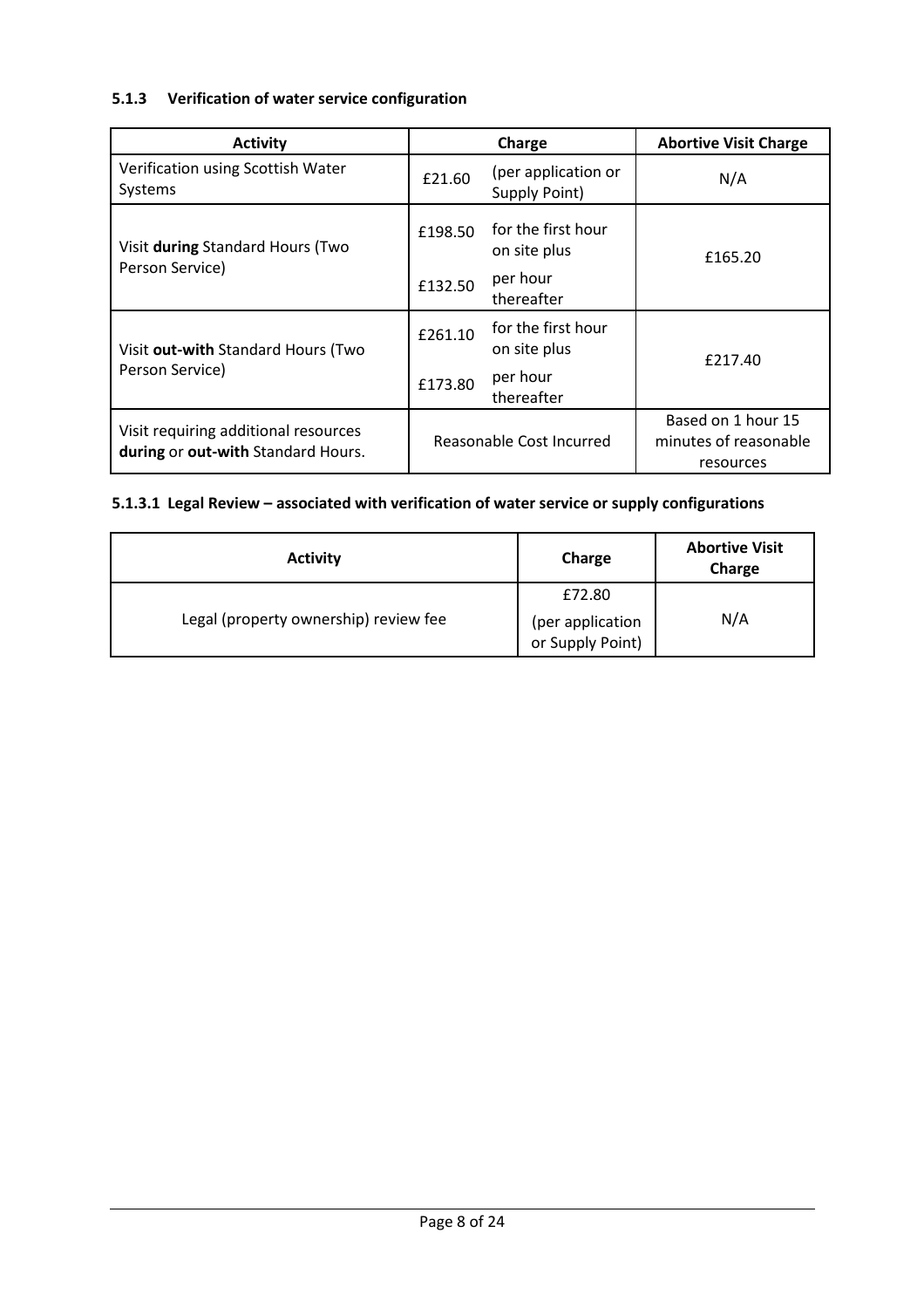### 5.1.3 Verification of water service configuration

| Activity | Charge | | Abortive Visit Charge |
|---|---|---|---|
| Verification using Scottish Water Systems | £21.60 | (per application or Supply Point) | N/A |
| Visit **during** Standard Hours (Two Person Service) | £198.50<br>£132.50 | for the first hour on site plus<br>per hour thereafter | £165.20 |
| Visit **out-with** Standard Hours (Two Person Service) | £261.10<br>£173.80 | for the first hour on site plus<br>per hour thereafter | £217.40 |
| Visit requiring additional resources **during** or **out-with** Standard Hours. | Reasonable Cost Incurred | | Based on 1 hour 15 minutes of reasonable resources |

#### 5.1.3.1 Legal Review – associated with verification of water service or supply configurations

| Activity | Charge | Abortive Visit Charge |
|---|---|---|
| Legal (property ownership) review fee | £72.80<br>(per application or Supply Point) | N/A |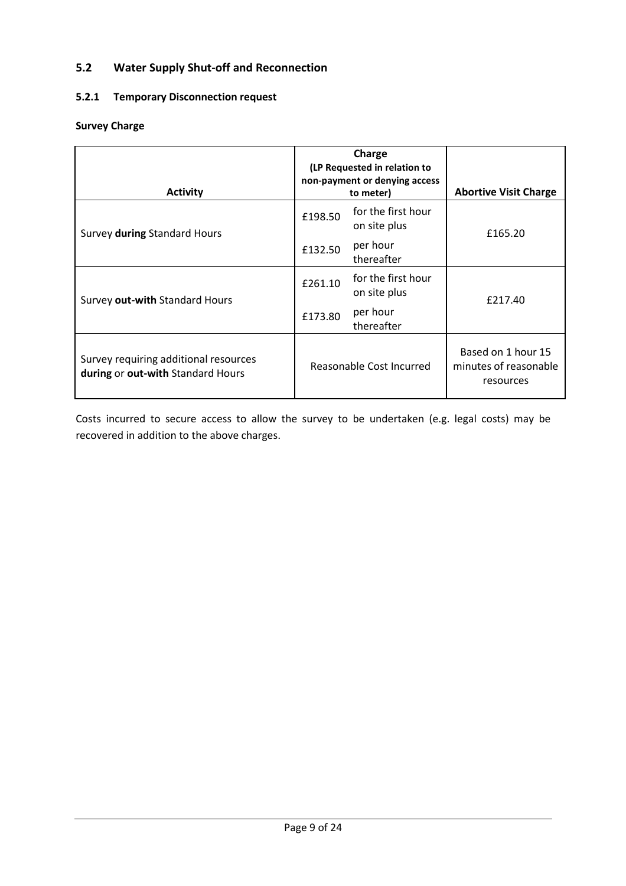## 5.2 Water Supply Shut-off and Reconnection

### 5.2.1 Temporary Disconnection request

**Survey Charge**

| **Activity** | **Charge (LP Requested in relation to non-payment or denying access to meter)** | | **Abortive Visit Charge** |
|---|---|---|---|
| Survey **during** Standard Hours | £198.50 | for the first hour on site plus | £165.20 |
| | £132.50 | per hour thereafter | |
| Survey **out-with** Standard Hours | £261.10 | for the first hour on site plus | £217.40 |
| | £173.80 | per hour thereafter | |
| Survey requiring additional resources **during** or **out-with** Standard Hours | Reasonable Cost Incurred | | Based on 1 hour 15 minutes of reasonable resources |

Costs incurred to secure access to allow the survey to be undertaken (e.g. legal costs) may be recovered in addition to the above charges.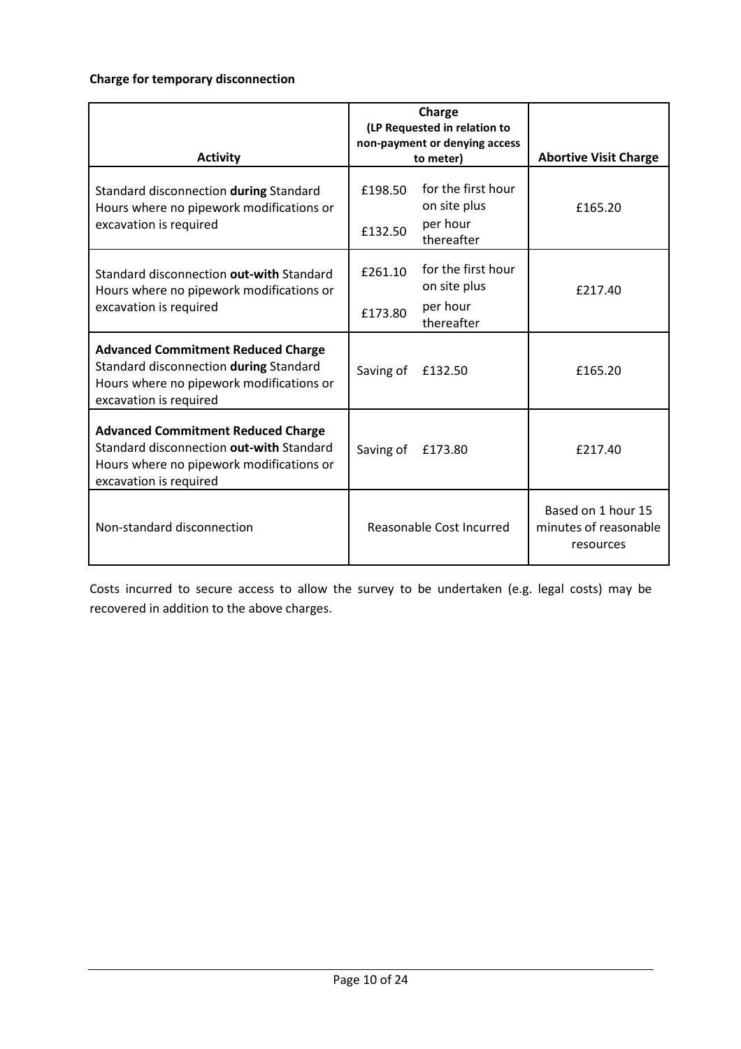**Charge for temporary disconnection**

| Activity | Charge (LP Requested in relation to non-payment or denying access to meter) | Abortive Visit Charge |
|---|---|---|
| Standard disconnection **during** Standard Hours where no pipework modifications or excavation is required | £198.50 for the first hour on site plus £132.50 per hour thereafter | £165.20 |
| Standard disconnection **out-with** Standard Hours where no pipework modifications or excavation is required | £261.10 for the first hour on site plus £173.80 per hour thereafter | £217.40 |
| **Advanced Commitment Reduced Charge** Standard disconnection **during** Standard Hours where no pipework modifications or excavation is required | Saving of £132.50 | £165.20 |
| **Advanced Commitment Reduced Charge** Standard disconnection **out-with** Standard Hours where no pipework modifications or excavation is required | Saving of £173.80 | £217.40 |
| Non-standard disconnection | Reasonable Cost Incurred | Based on 1 hour 15 minutes of reasonable resources |

Costs incurred to secure access to allow the survey to be undertaken (e.g. legal costs) may be recovered in addition to the above charges.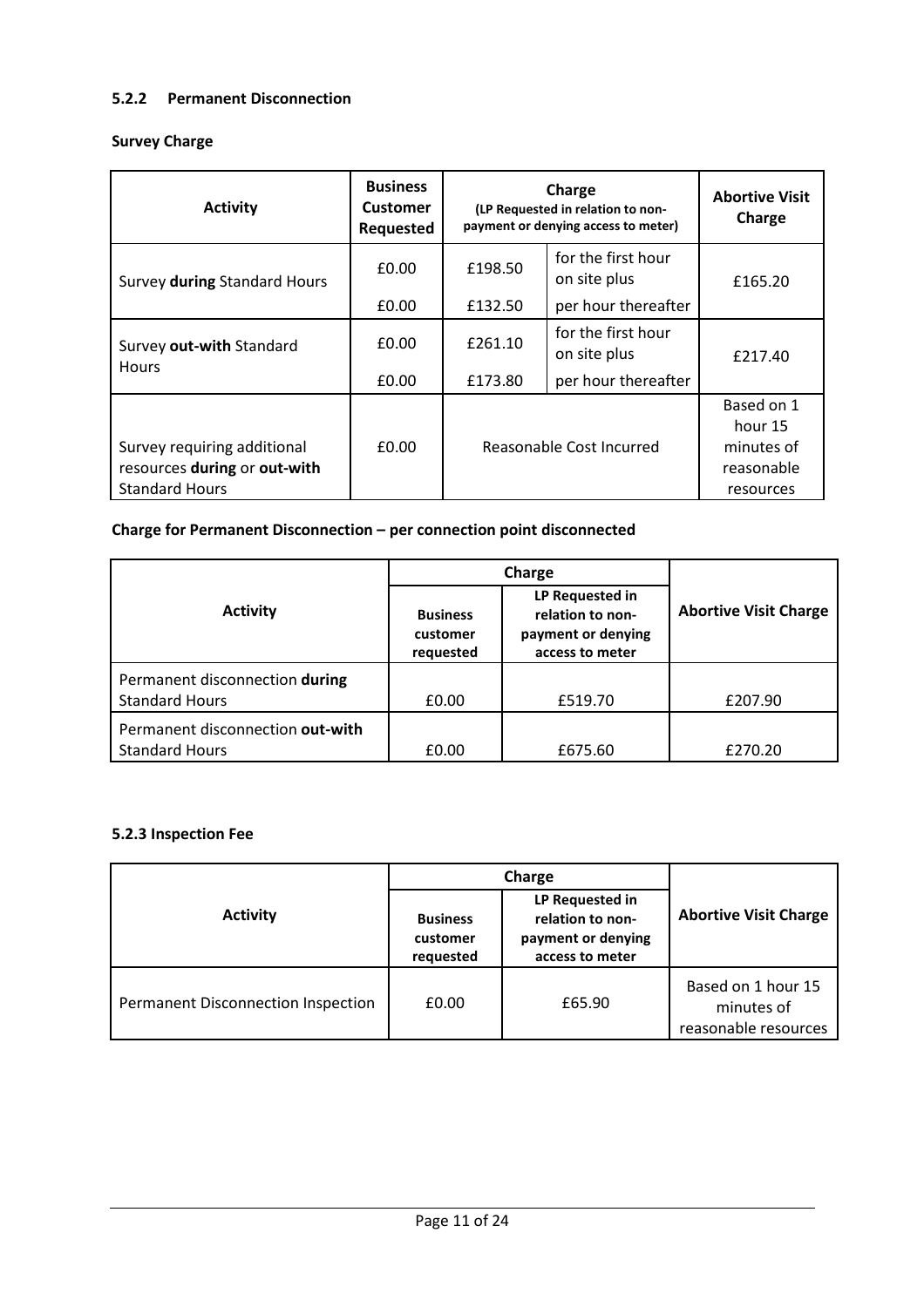### 5.2.2 Permanent Disconnection

**Survey Charge**

| Activity | Business Customer Requested | Charge (LP Requested in relation to non-payment or denying access to meter) | | Abortive Visit Charge |
|---|---|---|---|---|
| Survey **during** Standard Hours | £0.00 | £198.50 | for the first hour on site plus | £165.20 |
| | £0.00 | £132.50 | per hour thereafter | |
| Survey **out-with** Standard Hours | £0.00 | £261.10 | for the first hour on site plus | £217.40 |
| | £0.00 | £173.80 | per hour thereafter | |
| Survey requiring additional resources **during** or **out-with** Standard Hours | £0.00 | Reasonable Cost Incurred | | Based on 1 hour 15 minutes of reasonable resources |

**Charge for Permanent Disconnection – per connection point disconnected**

| Activity | Charge | | Abortive Visit Charge |
|---|---|---|---|
| | Business customer requested | LP Requested in relation to non-payment or denying access to meter | |
| Permanent disconnection **during** Standard Hours | £0.00 | £519.70 | £207.90 |
| Permanent disconnection **out-with** Standard Hours | £0.00 | £675.60 | £270.20 |

### 5.2.3 Inspection Fee

| Activity | Charge | | Abortive Visit Charge |
|---|---|---|---|
| | Business customer requested | LP Requested in relation to non-payment or denying access to meter | |
| Permanent Disconnection Inspection | £0.00 | £65.90 | Based on 1 hour 15 minutes of reasonable resources |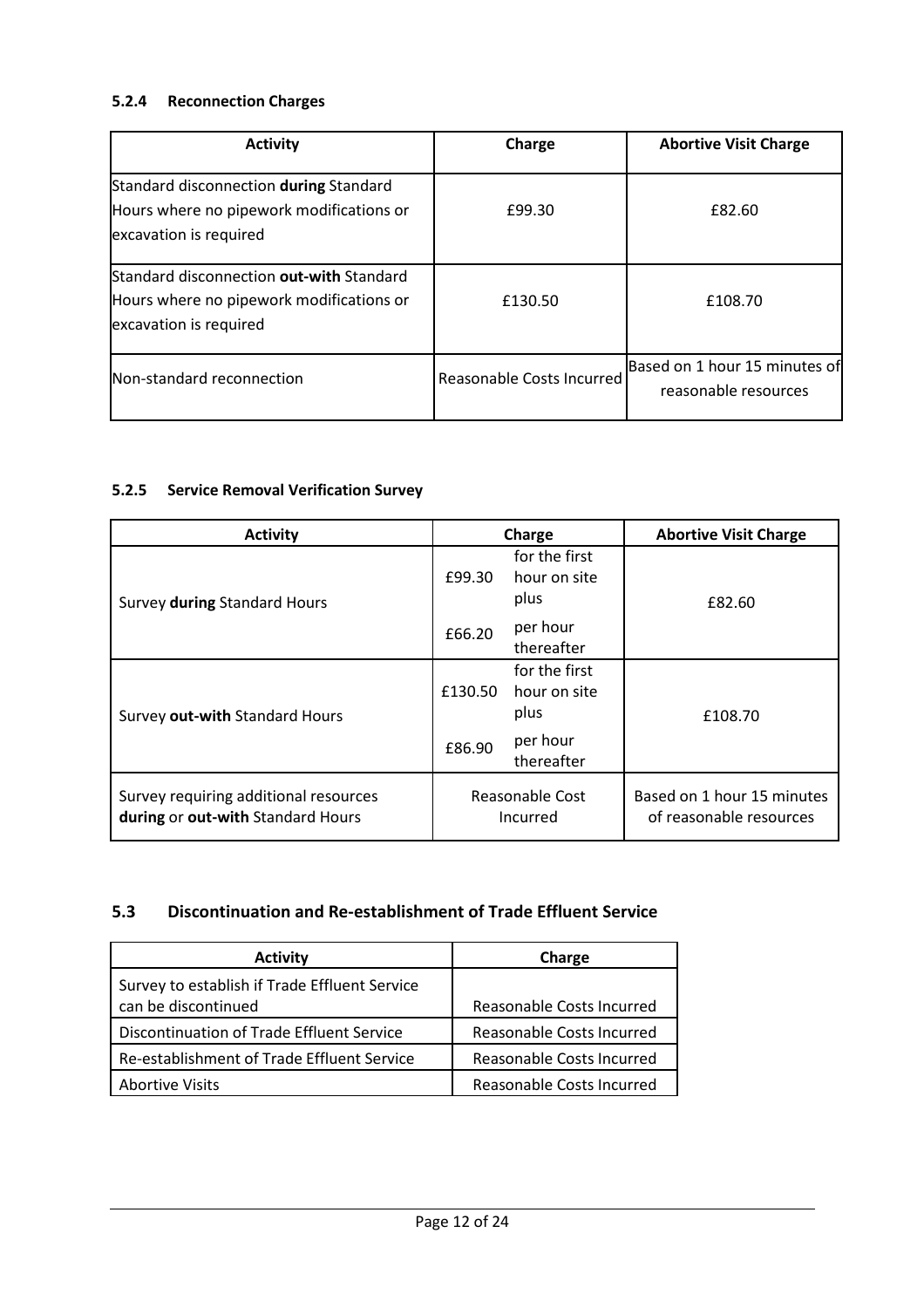#### 5.2.4 Reconnection Charges

| Activity | Charge | Abortive Visit Charge |
|---|---|---|
| Standard disconnection **during** Standard Hours where no pipework modifications or excavation is required | £99.30 | £82.60 |
| Standard disconnection **out-with** Standard Hours where no pipework modifications or excavation is required | £130.50 | £108.70 |
| Non-standard reconnection | Reasonable Costs Incurred | Based on 1 hour 15 minutes of reasonable resources |

#### 5.2.5 Service Removal Verification Survey

| Activity | Charge | | Abortive Visit Charge |
|---|---|---|---|
| Survey **during** Standard Hours | £99.30 | for the first hour on site plus | £82.60 |
| | £66.20 | per hour thereafter | |
| Survey **out-with** Standard Hours | £130.50 | for the first hour on site plus | £108.70 |
| | £86.90 | per hour thereafter | |
| Survey requiring additional resources **during** or **out-with** Standard Hours | Reasonable Cost Incurred | | Based on 1 hour 15 minutes of reasonable resources |

### 5.3 Discontinuation and Re-establishment of Trade Effluent Service

| Activity | Charge |
|---|---|
| Survey to establish if Trade Effluent Service can be discontinued | Reasonable Costs Incurred |
| Discontinuation of Trade Effluent Service | Reasonable Costs Incurred |
| Re-establishment of Trade Effluent Service | Reasonable Costs Incurred |
| Abortive Visits | Reasonable Costs Incurred |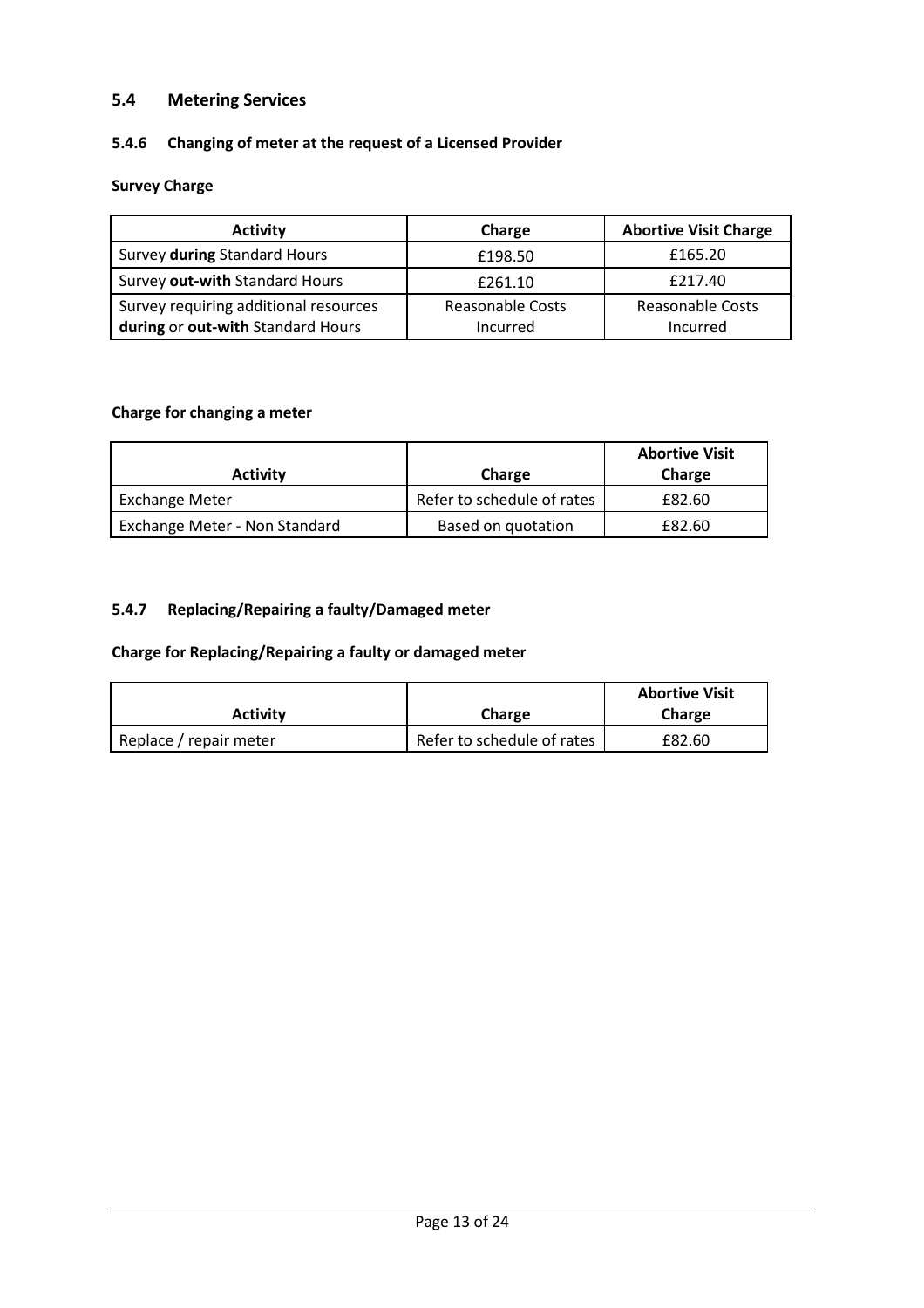## 5.4 Metering Services

### 5.4.6 Changing of meter at the request of a Licensed Provider

**Survey Charge**

| Activity | Charge | Abortive Visit Charge |
|---|---|---|
| Survey **during** Standard Hours | £198.50 | £165.20 |
| Survey **out-with** Standard Hours | £261.10 | £217.40 |
| Survey requiring additional resources **during** or **out-with** Standard Hours | Reasonable Costs Incurred | Reasonable Costs Incurred |

**Charge for changing a meter**

| Activity | Charge | Abortive Visit Charge |
|---|---|---|
| Exchange Meter | Refer to schedule of rates | £82.60 |
| Exchange Meter - Non Standard | Based on quotation | £82.60 |

### 5.4.7 Replacing/Repairing a faulty/Damaged meter

**Charge for Replacing/Repairing a faulty or damaged meter**

| Activity | Charge | Abortive Visit Charge |
|---|---|---|
| Replace / repair meter | Refer to schedule of rates | £82.60 |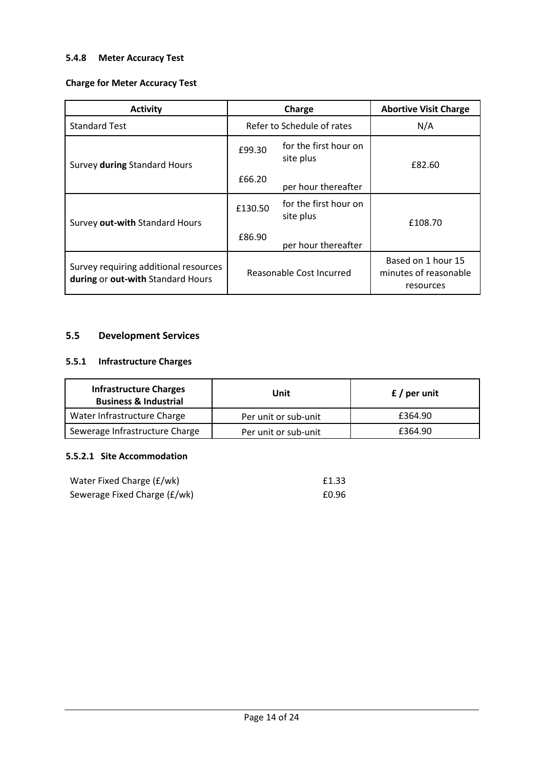#### 5.4.8 Meter Accuracy Test

**Charge for Meter Accuracy Test**

| Activity | Charge | | Abortive Visit Charge |
|---|---|---|---|
| Standard Test | Refer to Schedule of rates | | N/A |
| Survey **during** Standard Hours | £99.30<br>£66.20 | for the first hour on site plus<br>per hour thereafter | £82.60 |
| Survey **out-with** Standard Hours | £130.50<br>£86.90 | for the first hour on site plus<br>per hour thereafter | £108.70 |
| Survey requiring additional resources **during** or **out-with** Standard Hours | Reasonable Cost Incurred | | Based on 1 hour 15 minutes of reasonable resources |

## 5.5 Development Services

### 5.5.1 Infrastructure Charges

| Infrastructure Charges Business & Industrial | Unit | £ / per unit |
|---|---|---|
| Water Infrastructure Charge | Per unit or sub-unit | £364.90 |
| Sewerage Infrastructure Charge | Per unit or sub-unit | £364.90 |

#### 5.5.2.1 Site Accommodation

| | |
|---|---|
| Water Fixed Charge (£/wk) | £1.33 |
| Sewerage Fixed Charge (£/wk) | £0.96 |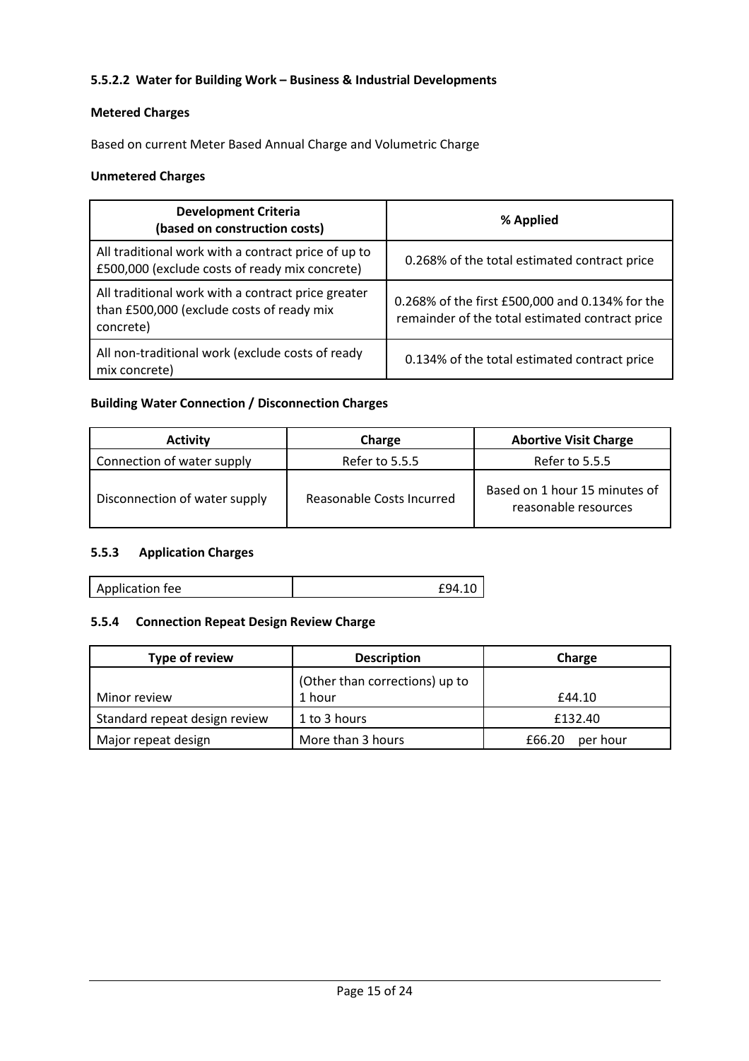#### 5.5.2.2 Water for Building Work – Business & Industrial Developments

**Metered Charges**

Based on current Meter Based Annual Charge and Volumetric Charge

**Unmetered Charges**

| Development Criteria (based on construction costs) | % Applied |
| --- | --- |
| All traditional work with a contract price of up to £500,000 (exclude costs of ready mix concrete) | 0.268% of the total estimated contract price |
| All traditional work with a contract price greater than £500,000 (exclude costs of ready mix concrete) | 0.268% of the first £500,000 and 0.134% for the remainder of the total estimated contract price |
| All non-traditional work (exclude costs of ready mix concrete) | 0.134% of the total estimated contract price |

**Building Water Connection / Disconnection Charges**

| Activity | Charge | Abortive Visit Charge |
| --- | --- | --- |
| Connection of water supply | Refer to 5.5.5 | Refer to 5.5.5 |
| Disconnection of water supply | Reasonable Costs Incurred | Based on 1 hour 15 minutes of reasonable resources |

### 5.5.3 Application Charges

| Application fee | £94.10 |
| --- | --- |

### 5.5.4 Connection Repeat Design Review Charge

| Type of review | Description | Charge |
| --- | --- | --- |
| Minor review | (Other than corrections) up to 1 hour | £44.10 |
| Standard repeat design review | 1 to 3 hours | £132.40 |
| Major repeat design | More than 3 hours | £66.20 per hour |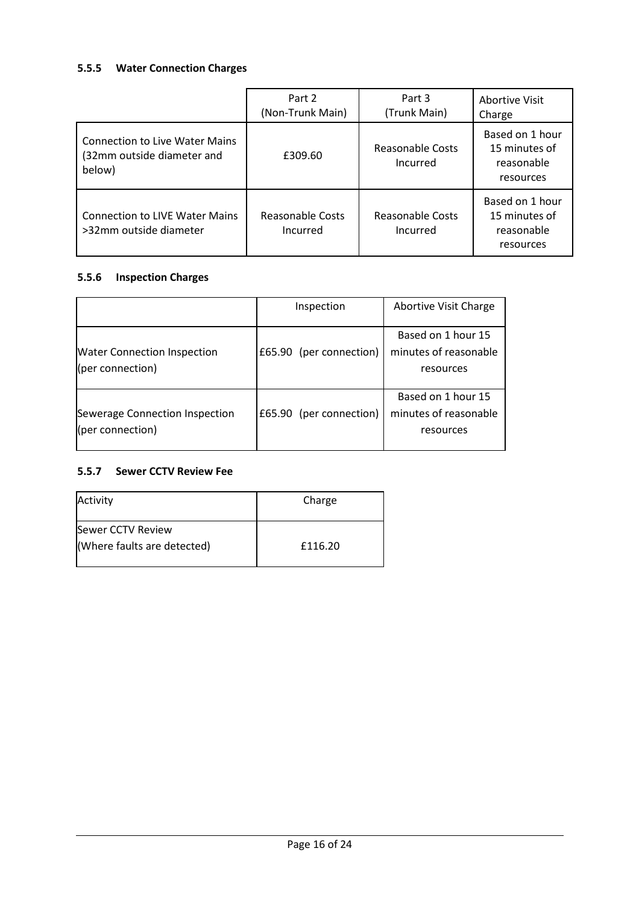### 5.5.5 Water Connection Charges

| | Part 2 (Non-Trunk Main) | Part 3 (Trunk Main) | Abortive Visit Charge |
|---|---|---|---|
| Connection to Live Water Mains (32mm outside diameter and below) | £309.60 | Reasonable Costs Incurred | Based on 1 hour 15 minutes of reasonable resources |
| Connection to LIVE Water Mains >32mm outside diameter | Reasonable Costs Incurred | Reasonable Costs Incurred | Based on 1 hour 15 minutes of reasonable resources |

### 5.5.6 Inspection Charges

| | Inspection | Abortive Visit Charge |
|---|---|---|
| Water Connection Inspection (per connection) | £65.90 (per connection) | Based on 1 hour 15 minutes of reasonable resources |
| Sewerage Connection Inspection (per connection) | £65.90 (per connection) | Based on 1 hour 15 minutes of reasonable resources |

### 5.5.7 Sewer CCTV Review Fee

| Activity | Charge |
|---|---|
| Sewer CCTV Review (Where faults are detected) | £116.20 |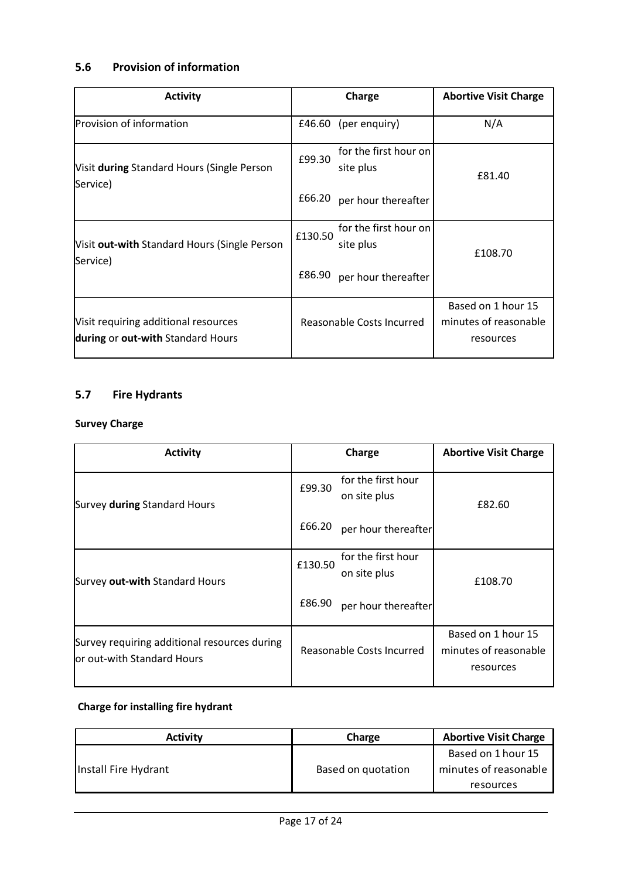## 5.6 Provision of information

| Activity | Charge | | Abortive Visit Charge |
|---|---|---|---|
| Provision of information | £46.60 | (per enquiry) | N/A |
| Visit **during** Standard Hours (Single Person Service) | £99.30 | for the first hour on site plus | £81.40 |
| | £66.20 | per hour thereafter | |
| Visit **out-with** Standard Hours (Single Person Service) | £130.50 | for the first hour on site plus | £108.70 |
| | £86.90 | per hour thereafter | |
| Visit requiring additional resources **during** or **out-with** Standard Hours | Reasonable Costs Incurred | | Based on 1 hour 15 minutes of reasonable resources |

## 5.7 Fire Hydrants

**Survey Charge**

| Activity | Charge | | Abortive Visit Charge |
|---|---|---|---|
| Survey **during** Standard Hours | £99.30 | for the first hour on site plus | £82.60 |
| | £66.20 | per hour thereafter | |
| Survey **out-with** Standard Hours | £130.50 | for the first hour on site plus | £108.70 |
| | £86.90 | per hour thereafter | |
| Survey requiring additional resources during or out-with Standard Hours | Reasonable Costs Incurred | | Based on 1 hour 15 minutes of reasonable resources |

**Charge for installing fire hydrant**

| Activity | Charge | Abortive Visit Charge |
|---|---|---|
| Install Fire Hydrant | Based on quotation | Based on 1 hour 15 minutes of reasonable resources |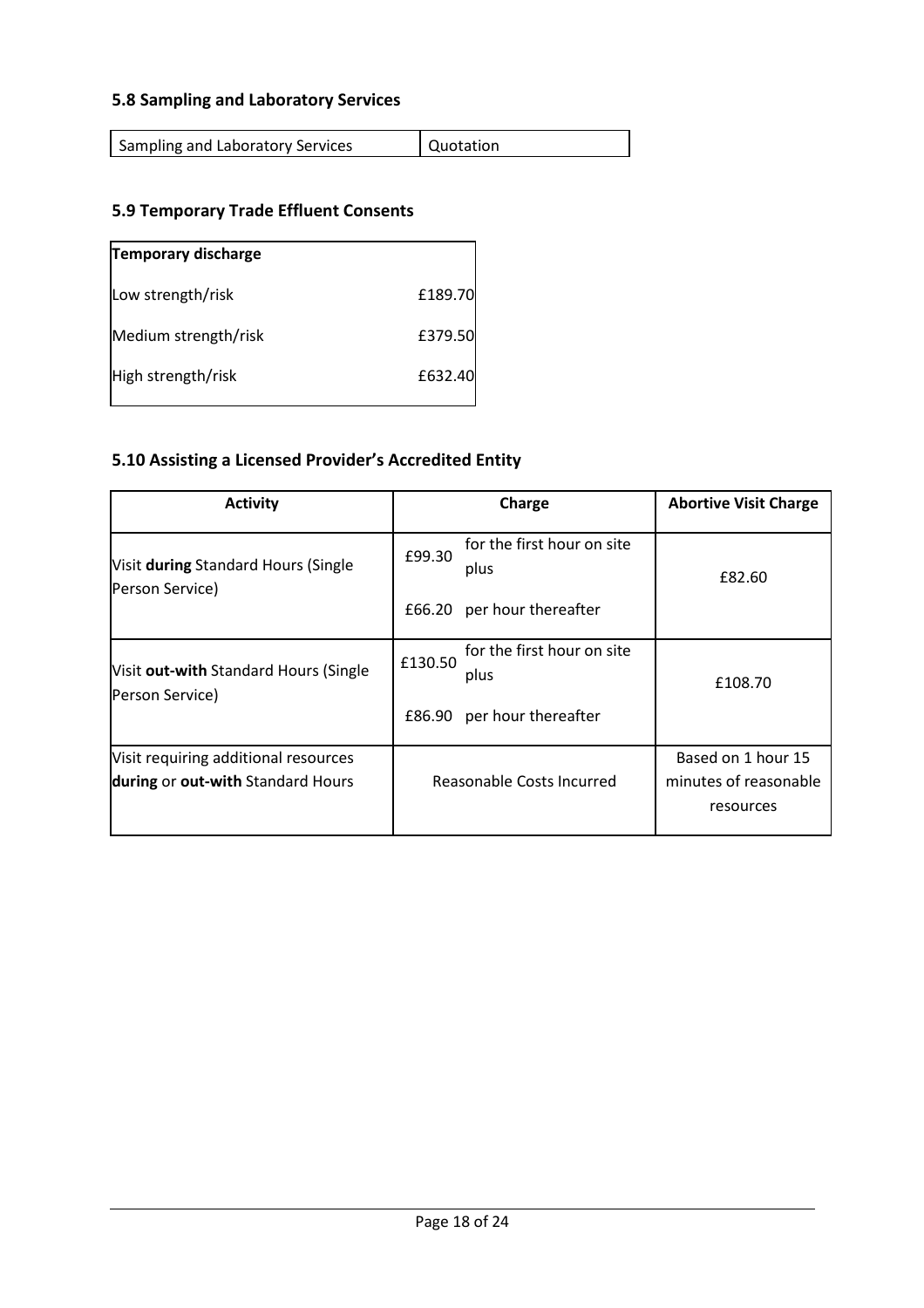### 5.8 Sampling and Laboratory Services

| Sampling and Laboratory Services | Quotation |
|---|---|

### 5.9 Temporary Trade Effluent Consents

| Temporary discharge | |
|---|---|
| Low strength/risk | £189.70 |
| Medium strength/risk | £379.50 |
| High strength/risk | £632.40 |

### 5.10 Assisting a Licensed Provider's Accredited Entity

| Activity | Charge | Abortive Visit Charge |
|---|---|---|
| Visit **during** Standard Hours (Single Person Service) | £99.30 for the first hour on site plus<br>£66.20 per hour thereafter | £82.60 |
| Visit **out-with** Standard Hours (Single Person Service) | £130.50 for the first hour on site plus<br>£86.90 per hour thereafter | £108.70 |
| Visit requiring additional resources **during** or **out-with** Standard Hours | Reasonable Costs Incurred | Based on 1 hour 15 minutes of reasonable resources |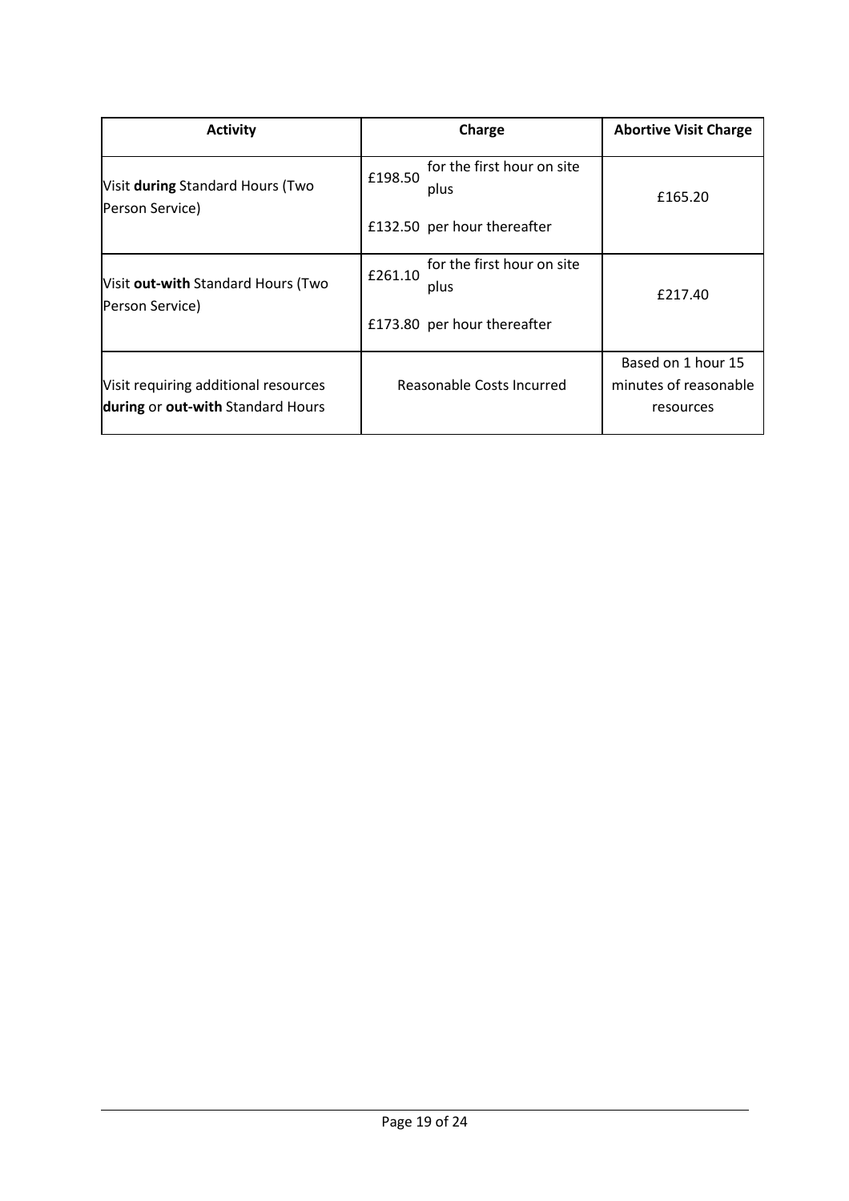| Activity | Charge | Abortive Visit Charge |
|---|---|---|
| Visit **during** Standard Hours (Two Person Service) | £198.50 for the first hour on site plus<br><br>£132.50 per hour thereafter | £165.20 |
| Visit **out-with** Standard Hours (Two Person Service) | £261.10 for the first hour on site plus<br><br>£173.80 per hour thereafter | £217.40 |
| Visit requiring additional resources **during** or **out-with** Standard Hours | Reasonable Costs Incurred | Based on 1 hour 15 minutes of reasonable resources |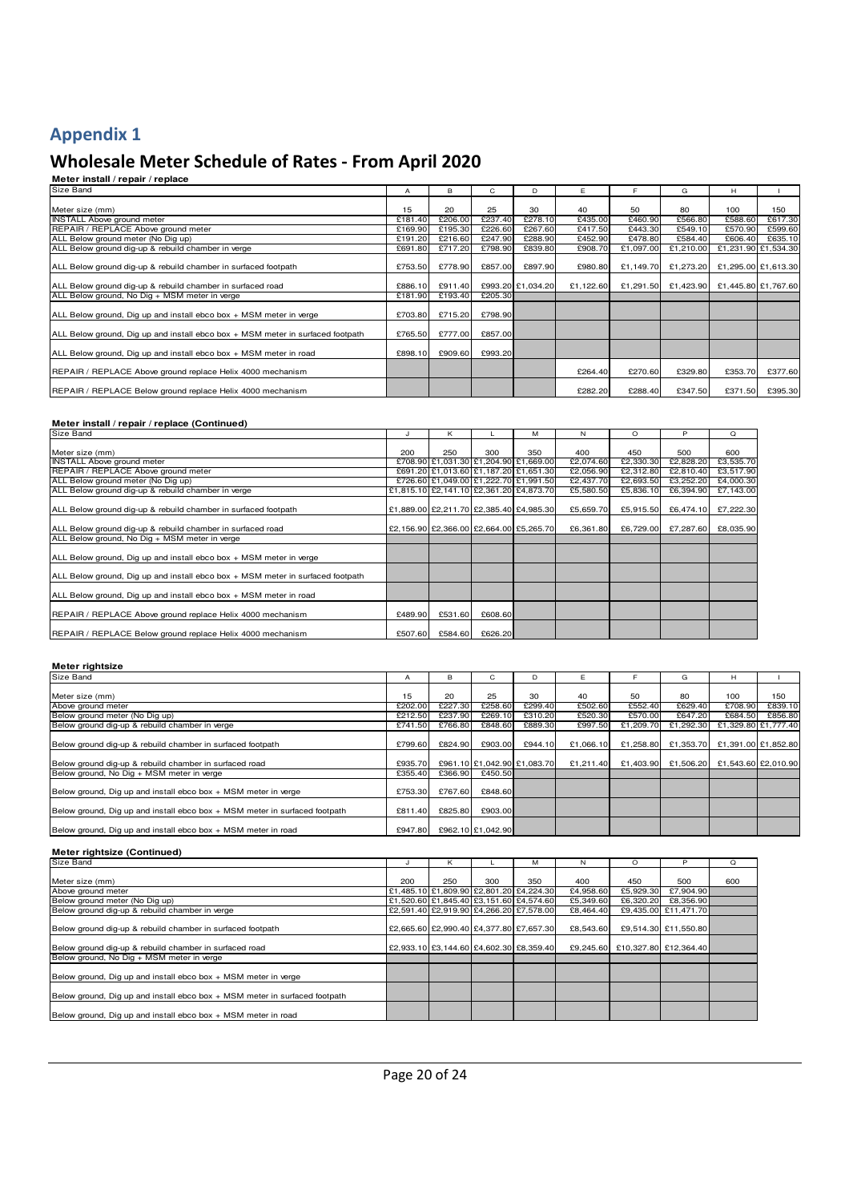## Appendix 1

# Wholesale Meter Schedule of Rates - From April 2020

### Meter install / repair / replace

| Size Band | A | B | C | D | E | F | G | H | I |
|---|---|---|---|---|---|---|---|---|---|
| Meter size (mm) | 15 | 20 | 25 | 30 | 40 | 50 | 80 | 100 | 150 |
| INSTALL Above ground meter | £181.40 | £206.00 | £237.40 | £278.10 | £435.00 | £460.90 | £566.80 | £588.60 | £617.30 |
| REPAIR / REPLACE Above ground meter | £169.90 | £195.30 | £226.60 | £267.60 | £417.50 | £443.30 | £549.10 | £570.90 | £599.60 |
| ALL Below ground meter (No Dig up) | £191.20 | £216.60 | £247.90 | £288.90 | £452.90 | £478.80 | £584.40 | £606.40 | £635.10 |
| ALL Below ground dig-up & rebuild chamber in verge | £691.80 | £717.20 | £798.90 | £839.80 | £908.70 | £1,097.00 | £1,210.00 | £1,231.90 | £1,534.30 |
| ALL Below ground dig-up & rebuild chamber in surfaced footpath | £753.50 | £778.90 | £857.00 | £897.90 | £980.80 | £1,149.70 | £1,273.20 | £1,295.00 | £1,613.30 |
| ALL Below ground dig-up & rebuild chamber in surfaced road | £886.10 | £911.40 | £993.20 | £1,034.20 | £1,122.60 | £1,291.50 | £1,423.90 | £1,445.80 | £1,767.60 |
| ALL Below ground, No Dig + MSM meter in verge | £181.90 | £193.40 | £205.30 | | | | | | |
| ALL Below ground, Dig up and install ebco box + MSM meter in verge | £703.80 | £715.20 | £798.90 | | | | | | |
| ALL Below ground, Dig up and install ebco box + MSM meter in surfaced footpath | £765.50 | £777.00 | £857.00 | | | | | | |
| ALL Below ground, Dig up and install ebco box + MSM meter in road | £898.10 | £909.60 | £993.20 | | | | | | |
| REPAIR / REPLACE Above ground replace Helix 4000 mechanism | | | | | £264.40 | £270.60 | £329.80 | £353.70 | £377.60 |
| REPAIR / REPLACE Below ground replace Helix 4000 mechanism | | | | | £282.20 | £288.40 | £347.50 | £371.50 | £395.30 |

### Meter install / repair / replace (Continued)

| Size Band | J | K | L | M | N | O | P | Q |
|---|---|---|---|---|---|---|---|---|
| Meter size (mm) | 200 | 250 | 300 | 350 | 400 | 450 | 500 | 600 |
| INSTALL Above ground meter | £708.90 | £1,031.30 | £1,204.90 | £1,669.00 | £2,074.60 | £2,330.30 | £2,828.20 | £3,535.70 |
| REPAIR / REPLACE Above ground meter | £691.20 | £1,013.60 | £1,187.20 | £1,651.30 | £2,056.90 | £2,312.80 | £2,810.40 | £3,517.90 |
| ALL Below ground meter (No Dig up) | £726.60 | £1,049.00 | £1,222.70 | £1,991.50 | £2,437.70 | £2,693.50 | £3,252.20 | £4,000.30 |
| ALL Below ground dig-up & rebuild chamber in verge | £1,815.10 | £2,141.10 | £2,361.20 | £4,873.70 | £5,580.50 | £5,836.10 | £6,394.90 | £7,143.00 |
| ALL Below ground dig-up & rebuild chamber in surfaced footpath | £1,889.00 | £2,211.70 | £2,385.40 | £4,985.30 | £5,659.70 | £5,915.50 | £6,474.10 | £7,222.30 |
| ALL Below ground dig-up & rebuild chamber in surfaced road | £2,156.90 | £2,366.00 | £2,664.00 | £5,265.70 | £6,361.80 | £6,729.00 | £7,287.60 | £8,035.90 |
| ALL Below ground, No Dig + MSM meter in verge | | | | | | | | |
| ALL Below ground, Dig up and install ebco box + MSM meter in verge | | | | | | | | |
| ALL Below ground, Dig up and install ebco box + MSM meter in surfaced footpath | | | | | | | | |
| ALL Below ground, Dig up and install ebco box + MSM meter in road | | | | | | | | |
| REPAIR / REPLACE Above ground replace Helix 4000 mechanism | £489.90 | £531.60 | £608.60 | | | | | |
| REPAIR / REPLACE Below ground replace Helix 4000 mechanism | £507.60 | £584.60 | £626.20 | | | | | |

### Meter rightsize

| Size Band | A | B | C | D | E | F | G | H | I |
|---|---|---|---|---|---|---|---|---|---|
| Meter size (mm) | 15 | 20 | 25 | 30 | 40 | 50 | 80 | 100 | 150 |
| Above ground meter | £202.00 | £227.30 | £258.60 | £299.40 | £502.60 | £552.40 | £629.40 | £708.90 | £839.10 |
| Below ground meter (No Dig up) | £212.50 | £237.90 | £269.10 | £310.20 | £520.30 | £570.00 | £647.20 | £684.50 | £856.80 |
| Below ground dig-up & rebuild chamber in verge | £741.50 | £766.80 | £848.60 | £889.30 | £997.50 | £1,209.70 | £1,292.30 | £1,329.80 | £1,777.40 |
| Below ground dig-up & rebuild chamber in surfaced footpath | £799.60 | £824.90 | £903.00 | £944.10 | £1,066.10 | £1,258.80 | £1,353.70 | £1,391.00 | £1,852.80 |
| Below ground dig-up & rebuild chamber in surfaced road | £935.70 | £961.10 | £1,042.90 | £1,083.70 | £1,211.40 | £1,403.90 | £1,506.20 | £1,543.60 | £2,010.90 |
| Below ground, No Dig + MSM meter in verge | £355.40 | £366.90 | £450.50 | | | | | | |
| Below ground, Dig up and install ebco box + MSM meter in verge | £753.30 | £767.60 | £848.60 | | | | | | |
| Below ground, Dig up and install ebco box + MSM meter in surfaced footpath | £811.40 | £825.80 | £903.00 | | | | | | |
| Below ground, Dig up and install ebco box + MSM meter in road | £947.80 | £962.10 | £1,042.90 | | | | | | |

### Meter rightsize (Continued)

| Size Band | J | K | L | M | N | O | P | Q |
|---|---|---|---|---|---|---|---|---|
| Meter size (mm) | 200 | 250 | 300 | 350 | 400 | 450 | 500 | 600 |
| Above ground meter | £1,485.10 | £1,809.90 | £2,801.20 | £4,224.30 | £4,958.60 | £5,929.30 | £7,904.90 | |
| Below ground meter (No Dig up) | £1,520.60 | £1,845.40 | £3,151.60 | £4,574.60 | £5,349.60 | £6,320.20 | £8,356.90 | |
| Below ground dig-up & rebuild chamber in verge | £2,591.40 | £2,919.90 | £4,266.20 | £7,578.00 | £8,464.40 | £9,435.00 | £11,471.70 | |
| Below ground dig-up & rebuild chamber in surfaced footpath | £2,665.60 | £2,990.40 | £4,377.80 | £7,657.30 | £8,543.60 | £9,514.30 | £11,550.80 | |
| Below ground dig-up & rebuild chamber in surfaced road | £2,933.10 | £3,144.60 | £4,602.30 | £8,359.40 | £9,245.60 | £10,327.80 | £12,364.40 | |
| Below ground, No Dig + MSM meter in verge | | | | | | | | |
| Below ground, Dig up and install ebco box + MSM meter in verge | | | | | | | | |
| Below ground, Dig up and install ebco box + MSM meter in surfaced footpath | | | | | | | | |
| Below ground, Dig up and install ebco box + MSM meter in road | | | | | | | | |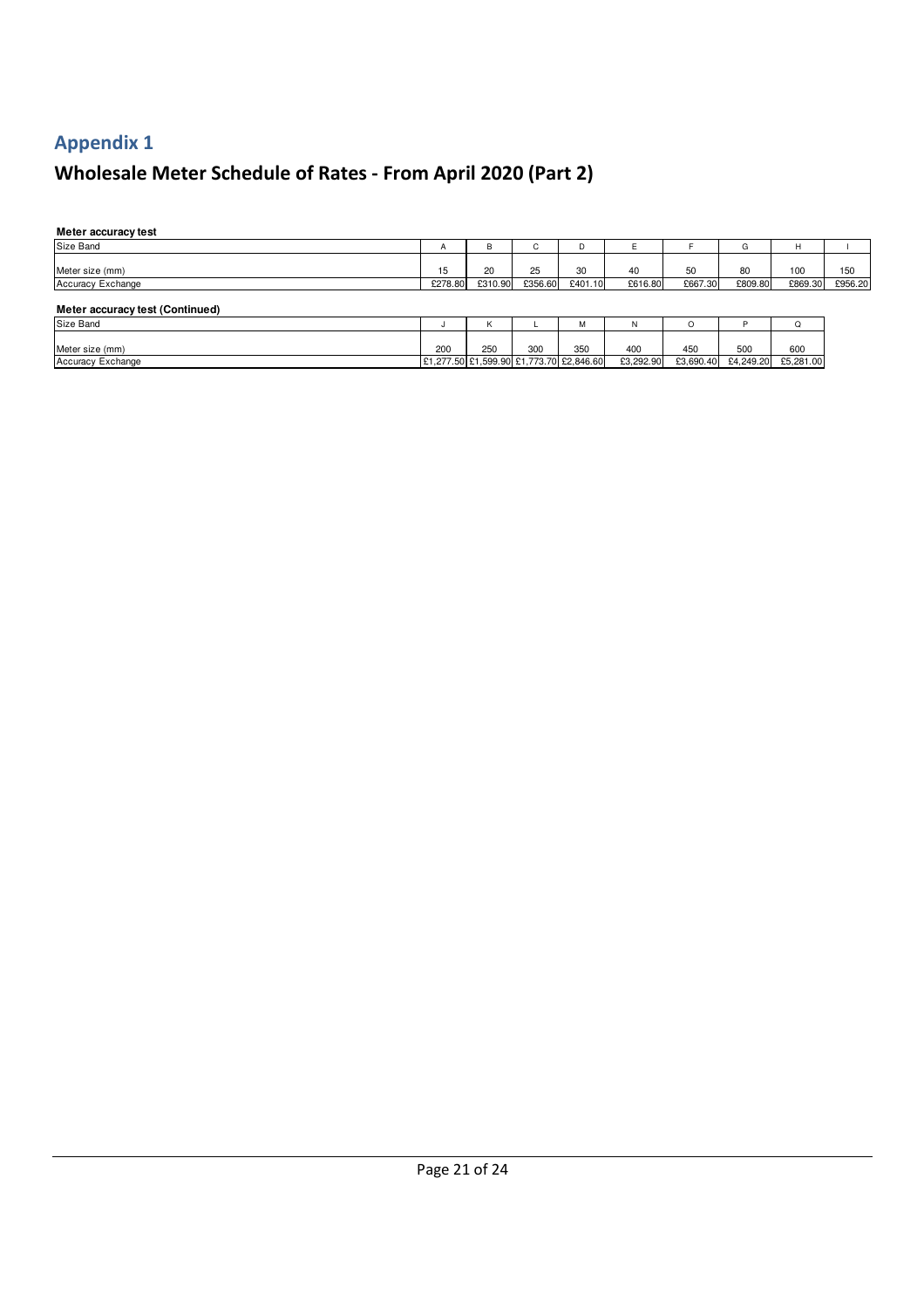# Appendix 1

## Wholesale Meter Schedule of Rates - From April 2020 (Part 2)

**Meter accuracy test**

| Size Band | A | B | C | D | E | F | G | H | I |
|---|---|---|---|---|---|---|---|---|---|
| Meter size (mm) | 15 | 20 | 25 | 30 | 40 | 50 | 80 | 100 | 150 |
| Accuracy Exchange | £278.80 | £310.90 | £356.60 | £401.10 | £616.80 | £667.30 | £809.80 | £869.30 | £956.20 |

**Meter accuracy test (Continued)**

| Size Band | J | K | L | M | N | O | P | Q |
|---|---|---|---|---|---|---|---|---|
| Meter size (mm) | 200 | 250 | 300 | 350 | 400 | 450 | 500 | 600 |
| Accuracy Exchange | £1,277.50 | £1,599.90 | £1,773.70 | £2,846.60 | £3,292.90 | £3,690.40 | £4,249.20 | £5,281.00 |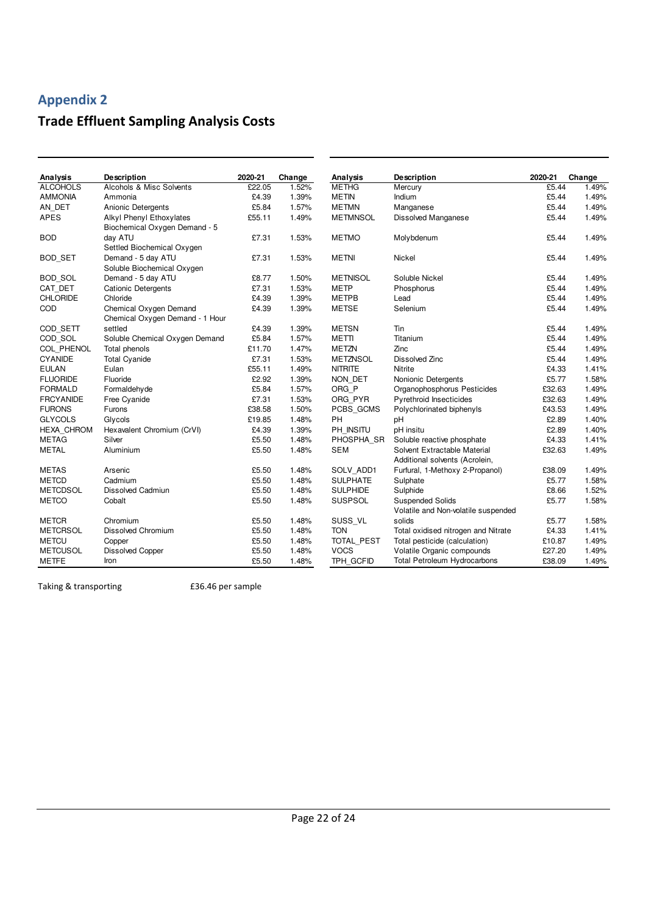## Appendix 2

## Trade Effluent Sampling Analysis Costs

| Analysis | Description | 2020-21 | Change |
|---|---|---|---|
| ALCOHOLS | Alcohols & Misc Solvents | £22.05 | 1.52% |
| AMMONIA | Ammonia | £4.39 | 1.39% |
| AN_DET | Anionic Detergents | £5.84 | 1.57% |
| APES | Alkyl Phenyl Ethoxylates | £55.11 | 1.49% |
| BOD | Biochemical Oxygen Demand - 5 day ATU | £7.31 | 1.53% |
| BOD_SET | Settled Biochemical Oxygen Demand - 5 day ATU | £7.31 | 1.53% |
| BOD_SOL | Soluble Biochemical Oxygen Demand - 5 day ATU | £8.77 | 1.50% |
| CAT_DET | Cationic Detergents | £7.31 | 1.53% |
| CHLORIDE | Chloride | £4.39 | 1.39% |
| COD | Chemical Oxygen Demand | £4.39 | 1.39% |
| COD_SETT | Chemical Oxygen Demand - 1 Hour settled | £4.39 | 1.39% |
| COD_SOL | Soluble Chemical Oxygen Demand | £5.84 | 1.57% |
| COL_PHENOL | Total phenols | £11.70 | 1.47% |
| CYANIDE | Total Cyanide | £7.31 | 1.53% |
| EULAN | Eulan | £55.11 | 1.49% |
| FLUORIDE | Fluoride | £2.92 | 1.39% |
| FORMALD | Formaldehyde | £5.84 | 1.57% |
| FRCYANIDE | Free Cyanide | £7.31 | 1.53% |
| FURONS | Furons | £38.58 | 1.50% |
| GLYCOLS | Glycols | £19.85 | 1.48% |
| HEXA_CHROM | Hexavalent Chromium (CrVI) | £4.39 | 1.39% |
| METAG | Silver | £5.50 | 1.48% |
| METAL | Aluminium | £5.50 | 1.48% |
| METAS | Arsenic | £5.50 | 1.48% |
| METCD | Cadmium | £5.50 | 1.48% |
| METCDSOL | Dissolved Cadmiun | £5.50 | 1.48% |
| METCO | Cobalt | £5.50 | 1.48% |
| METCR | Chromium | £5.50 | 1.48% |
| METCRSOL | Dissolved Chromium | £5.50 | 1.48% |
| METCU | Copper | £5.50 | 1.48% |
| METCUSOL | Dissolved Copper | £5.50 | 1.48% |
| METFE | Iron | £5.50 | 1.48% |
| METHG | Mercury | £5.44 | 1.49% |
| METIN | Indium | £5.44 | 1.49% |
| METMN | Manganese | £5.44 | 1.49% |
| METMNSOL | Dissolved Manganese | £5.44 | 1.49% |
| METMO | Molybdenum | £5.44 | 1.49% |
| METNI | Nickel | £5.44 | 1.49% |
| METNISOL | Soluble Nickel | £5.44 | 1.49% |
| METP | Phosphorus | £5.44 | 1.49% |
| METPB | Lead | £5.44 | 1.49% |
| METSE | Selenium | £5.44 | 1.49% |
| METSN | Tin | £5.44 | 1.49% |
| METTI | Titanium | £5.44 | 1.49% |
| METZN | Zinc | £5.44 | 1.49% |
| METZNSOL | Dissolved Zinc | £5.44 | 1.49% |
| NITRITE | Nitrite | £4.33 | 1.41% |
| NON_DET | Nonionic Detergents | £5.77 | 1.58% |
| ORG_P | Organophosphorus Pesticides | £32.63 | 1.49% |
| ORG_PYR | Pyrethroid Insecticides | £32.63 | 1.49% |
| PCBS_GCMS | Polychlorinated biphenyls | £43.53 | 1.49% |
| PH | pH | £2.89 | 1.40% |
| PH_INSITU | pH insitu | £2.89 | 1.40% |
| PHOSPHA_SR | Soluble reactive phosphate | £4.33 | 1.41% |
| SEM | Solvent Extractable Material | £32.63 | 1.49% |
| SOLV_ADD1 | Additional solvents (Acrolein, Furfural, 1-Methoxy 2-Propanol) | £38.09 | 1.49% |
| SULPHATE | Sulphate | £5.77 | 1.58% |
| SULPHIDE | Sulphide | £8.66 | 1.52% |
| SUSPSOL | Suspended Solids | £5.77 | 1.58% |
| SUSS_VL | Volatile and Non-volatile suspended solids | £5.77 | 1.58% |
| TON | Total oxidised nitrogen and Nitrate | £4.33 | 1.41% |
| TOTAL_PEST | Total pesticide (calculation) | £10.87 | 1.49% |
| VOCS | Volatile Organic compounds | £27.20 | 1.49% |
| TPH_GCFID | Total Petroleum Hydrocarbons | £38.09 | 1.49% |

Taking & transporting £36.46 per sample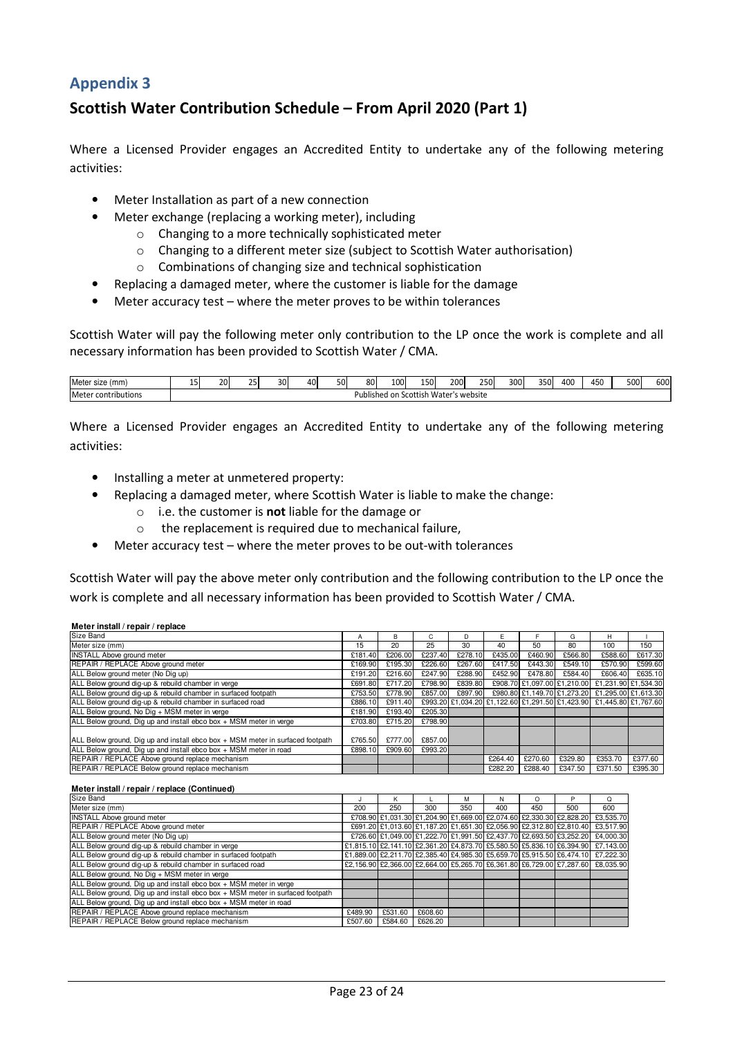# Appendix 3

## Scottish Water Contribution Schedule – From April 2020 (Part 1)

Where a Licensed Provider engages an Accredited Entity to undertake any of the following metering activities:

- Meter Installation as part of a new connection
- Meter exchange (replacing a working meter), including
  - Changing to a more technically sophisticated meter
  - Changing to a different meter size (subject to Scottish Water authorisation)
  - Combinations of changing size and technical sophistication
- Replacing a damaged meter, where the customer is liable for the damage
- Meter accuracy test – where the meter proves to be within tolerances

Scottish Water will pay the following meter only contribution to the LP once the work is complete and all necessary information has been provided to Scottish Water / CMA.

| Meter size (mm) | 15 | 20 | 25 | 30 | 40 | 50 | 80 | 100 | 150 | 200 | 250 | 300 | 350 | 400 | 450 | 500 | 600 |
|---|---|---|---|---|---|---|---|---|---|---|---|---|---|---|---|---|---|
| Meter contributions | Published on Scottish Water's website | | | | | | | | | | | | | | | | |

Where a Licensed Provider engages an Accredited Entity to undertake any of the following metering activities:

- Installing a meter at unmetered property:
- Replacing a damaged meter, where Scottish Water is liable to make the change:
  - i.e. the customer is **not** liable for the damage or
  - the replacement is required due to mechanical failure,
- Meter accuracy test – where the meter proves to be out-with tolerances

Scottish Water will pay the above meter only contribution and the following contribution to the LP once the work is complete and all necessary information has been provided to Scottish Water / CMA.

**Meter install / repair / replace**

| Size Band | A | B | C | D | E | F | G | H | I |
|---|---|---|---|---|---|---|---|---|---|
| Meter size (mm) | 15 | 20 | 25 | 30 | 40 | 50 | 80 | 100 | 150 |
| INSTALL Above ground meter | £181.40 | £206.00 | £237.40 | £278.10 | £435.00 | £460.90 | £566.80 | £588.60 | £617.30 |
| REPAIR / REPLACE Above ground meter | £169.90 | £195.30 | £226.60 | £267.60 | £417.50 | £443.30 | £549.10 | £570.90 | £599.60 |
| ALL Below ground meter (No Dig up) | £191.20 | £216.60 | £247.90 | £288.90 | £452.90 | £478.80 | £584.40 | £606.40 | £635.10 |
| ALL Below ground dig-up & rebuild chamber in verge | £691.80 | £717.20 | £798.90 | £839.80 | £908.70 | £1,097.00 | £1,210.00 | £1,231.90 | £1,534.30 |
| ALL Below ground dig-up & rebuild chamber in surfaced footpath | £753.50 | £778.90 | £857.00 | £897.90 | £980.80 | £1,149.70 | £1,273.20 | £1,295.00 | £1,613.30 |
| ALL Below ground dig-up & rebuild chamber in surfaced road | £886.10 | £911.40 | £993.20 | £1,034.20 | £1,122.60 | £1,291.50 | £1,423.90 | £1,445.80 | £1,767.60 |
| ALL Below ground, No Dig + MSM meter in verge | £181.90 | £193.40 | £205.30 | | | | | | |
| ALL Below ground, Dig up and install ebco box + MSM meter in verge | £703.80 | £715.20 | £798.90 | | | | | | |
| ALL Below ground, Dig up and install ebco box + MSM meter in surfaced footpath | £765.50 | £777.00 | £857.00 | | | | | | |
| ALL Below ground, Dig up and install ebco box + MSM meter in road | £898.10 | £909.60 | £993.20 | | | | | | |
| REPAIR / REPLACE Above ground replace mechanism | | | | | £264.40 | £270.60 | £329.80 | £353.70 | £377.60 |
| REPAIR / REPLACE Below ground replace mechanism | | | | | £282.20 | £288.40 | £347.50 | £371.50 | £395.30 |

**Meter install / repair / replace (Continued)**

| Size Band | J | K | L | M | N | O | P | Q |
|---|---|---|---|---|---|---|---|---|
| Meter size (mm) | 200 | 250 | 300 | 350 | 400 | 450 | 500 | 600 |
| INSTALL Above ground meter | £708.90 | £1,031.30 | £1,204.90 | £1,669.00 | £2,074.60 | £2,330.30 | £2,828.20 | £3,535.70 |
| REPAIR / REPLACE Above ground meter | £691.20 | £1,013.60 | £1,187.20 | £1,651.30 | £2,056.90 | £2,312.80 | £2,810.40 | £3,517.90 |
| ALL Below ground meter (No Dig up) | £726.60 | £1,049.00 | £1,222.70 | £1,991.50 | £2,437.70 | £2,693.50 | £3,252.20 | £4,000.30 |
| ALL Below ground dig-up & rebuild chamber in verge | £1,815.10 | £2,141.10 | £2,361.20 | £4,873.70 | £5,580.50 | £5,836.10 | £6,394.90 | £7,143.00 |
| ALL Below ground dig-up & rebuild chamber in surfaced footpath | £1,889.00 | £2,211.70 | £2,385.40 | £4,985.30 | £5,659.70 | £5,915.50 | £6,474.10 | £7,222.30 |
| ALL Below ground dig-up & rebuild chamber in surfaced road | £2,156.90 | £2,366.00 | £2,664.00 | £5,265.70 | £6,361.80 | £6,729.00 | £7,287.60 | £8,035.90 |
| ALL Below ground, No Dig + MSM meter in verge | | | | | | | | |
| ALL Below ground, Dig up and install ebco box + MSM meter in verge | | | | | | | | |
| ALL Below ground, Dig up and install ebco box + MSM meter in surfaced footpath | | | | | | | | |
| ALL Below ground, Dig up and install ebco box + MSM meter in road | | | | | | | | |
| REPAIR / REPLACE Above ground replace mechanism | £489.90 | £531.60 | £608.60 | | | | | |
| REPAIR / REPLACE Below ground replace mechanism | £507.60 | £584.60 | £626.20 | | | | | |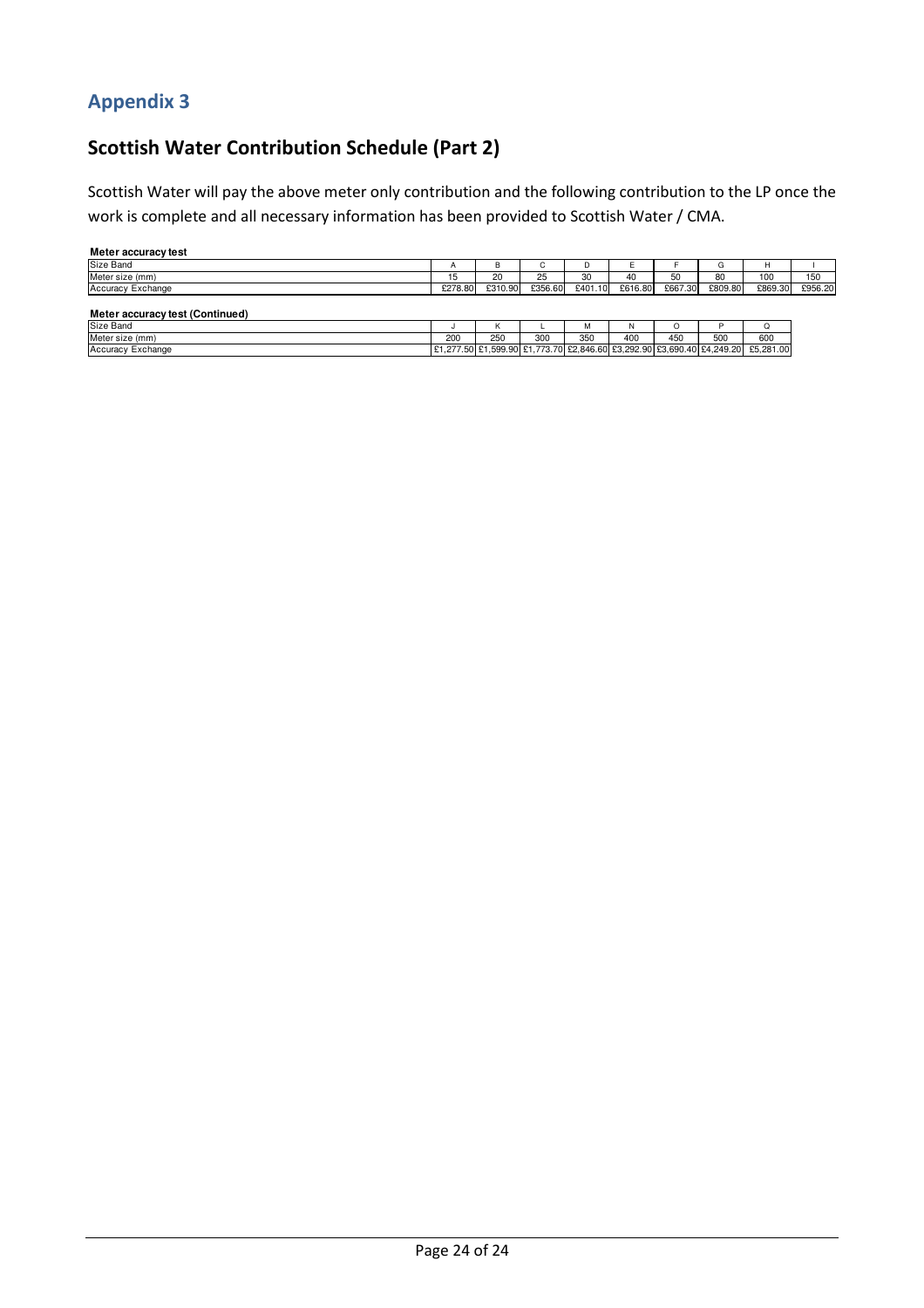## Appendix 3

## Scottish Water Contribution Schedule (Part 2)

Scottish Water will pay the above meter only contribution and the following contribution to the LP once the work is complete and all necessary information has been provided to Scottish Water / CMA.

**Meter accuracy test**

| Size Band | A | B | C | D | E | F | G | H | I |
|---|---|---|---|---|---|---|---|---|---|
| Meter size (mm) | 15 | 20 | 25 | 30 | 40 | 50 | 80 | 100 | 150 |
| Accuracy Exchange | £278.80 | £310.90 | £356.60 | £401.10 | £616.80 | £667.30 | £809.80 | £869.30 | £956.20 |

**Meter accuracy test (Continued)**

| Size Band | J | K | L | M | N | O | P | Q |
|---|---|---|---|---|---|---|---|---|
| Meter size (mm) | 200 | 250 | 300 | 350 | 400 | 450 | 500 | 600 |
| Accuracy Exchange | £1,277.50 | £1,599.90 | £1,773.70 | £2,846.60 | £3,292.90 | £3,690.40 | £4,249.20 | £5,281.00 |